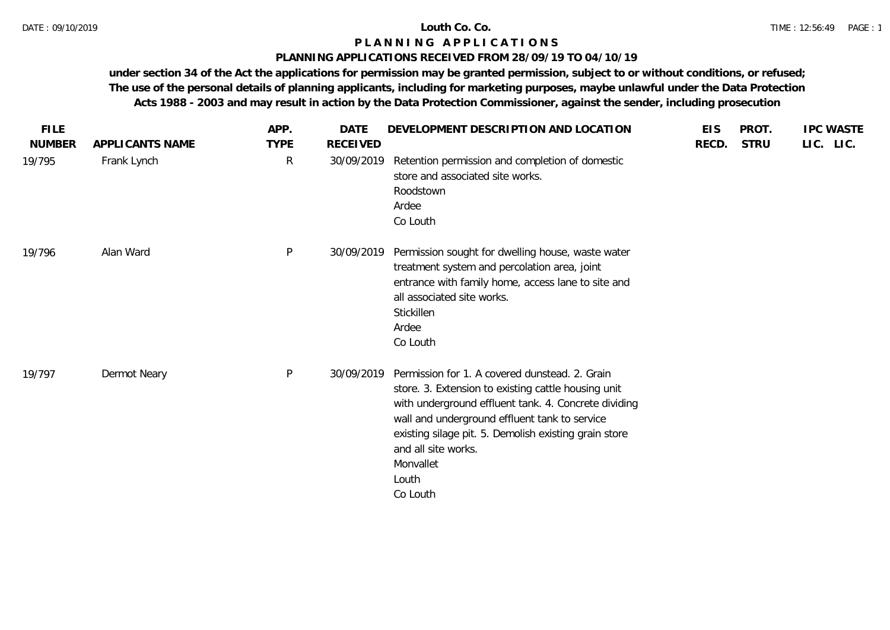# Louth Co. Co.

## P L A N N I N G   A P P L I C A T I O N S

### PLANNING APPLICATIONS RECEIVED FROM 28/09/19 TO 04/10/19

**under section 34 of the Act the applications for permission may be granted permission, subject to or without conditions, or refused; The use of the personal details of planning applicants, including for marketing purposes, maybe unlawful under the Data Protection Acts 1988 - 2003 and may result in action by the Data Protection Commissioner, against the sender, including prosecution**

| FILE NUMBER | APPLICANTS NAME | APP. TYPE | DATE RECEIVED | DEVELOPMENT DESCRIPTION AND LOCATION | EIS RECD. | PROT. STRU | IPC LIC. | WASTE LIC. |
|---|---|---|---|---|---|---|---|---|
| 19/795 | Frank Lynch | R | 30/09/2019 | Retention permission and completion of domestic store and associated site works.<br>Roodstown<br>Ardee<br>Co Louth | | | | |
| 19/796 | Alan Ward | P | 30/09/2019 | Permission sought for dwelling house, waste water treatment system and percolation area, joint entrance with family home, access lane to site and all associated site works.<br>Stickillen<br>Ardee<br>Co Louth | | | | |
| 19/797 | Dermot Neary | P | 30/09/2019 | Permission for 1. A covered dunstead. 2. Grain store. 3. Extension to existing cattle housing unit with underground effluent tank. 4. Concrete dividing wall and underground effluent tank to service existing silage pit. 5. Demolish existing grain store and all site works.<br>Monvallet<br>Louth<br>Co Louth | | | | |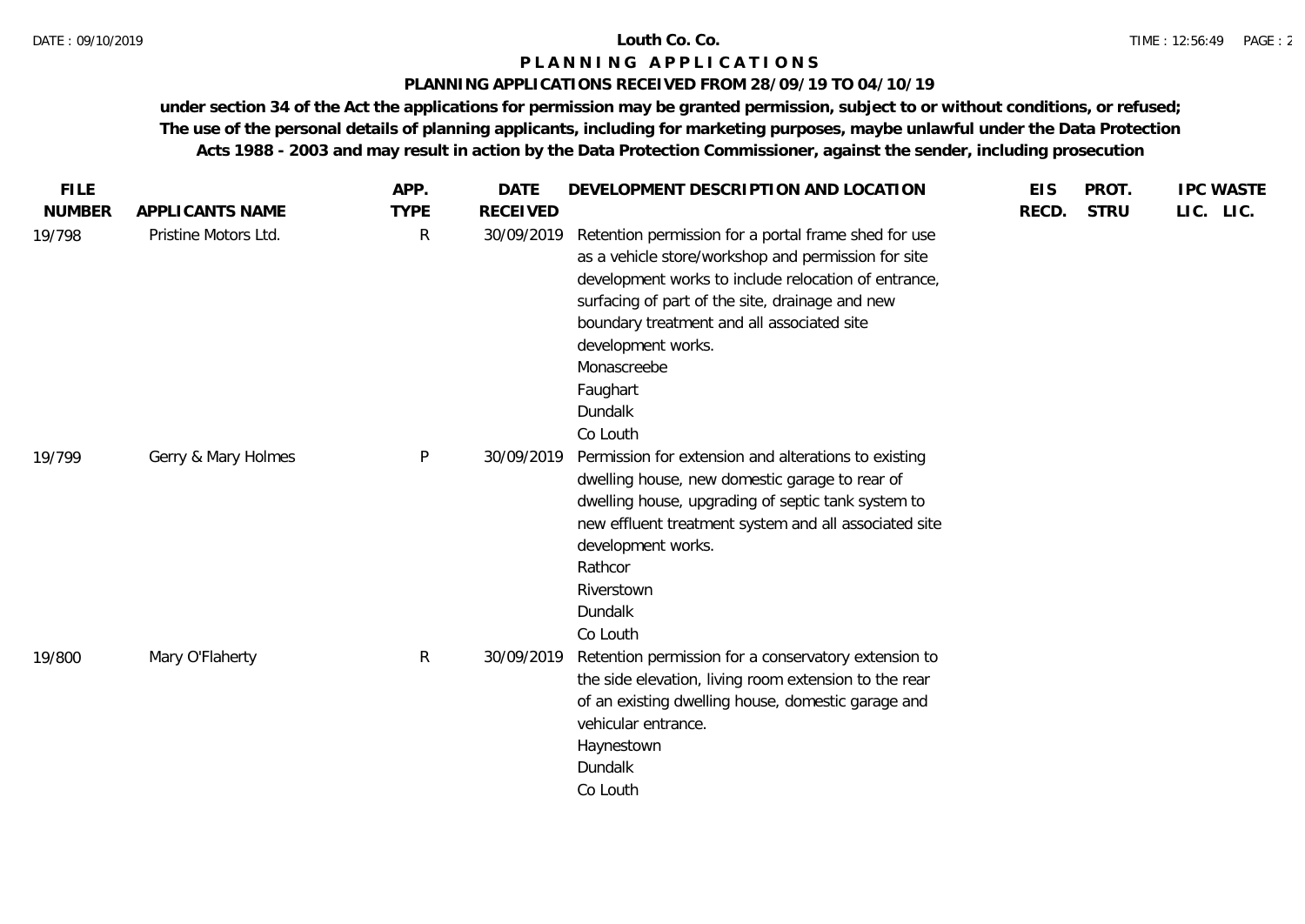**Louth Co. Co.**

# P L A N N I N G   A P P L I C A T I O N S

## PLANNING APPLICATIONS RECEIVED FROM 28/09/19 TO 04/10/19

**under section 34 of the Act the applications for permission may be granted permission, subject to or without conditions, or refused; The use of the personal details of planning applicants, including for marketing purposes, maybe unlawful under the Data Protection Acts 1988 - 2003 and may result in action by the Data Protection Commissioner, against the sender, including prosecution**

| FILE NUMBER | APPLICANTS NAME | APP. TYPE | DATE RECEIVED | DEVELOPMENT DESCRIPTION AND LOCATION | EIS RECD. | PROT. STRU | IPC LIC. | WASTE LIC. |
|---|---|---|---|---|---|---|---|---|
| 19/798 | Pristine Motors Ltd. | R | 30/09/2019 | Retention permission for a portal frame shed for use as a vehicle store/workshop and permission for site development works to include relocation of entrance, surfacing of part of the site, drainage and new boundary treatment and all associated site development works. Monascreebe Faughart Dundalk Co Louth | | | | |
| 19/799 | Gerry & Mary Holmes | P | 30/09/2019 | Permission for extension and alterations to existing dwelling house, new domestic garage to rear of dwelling house, upgrading of septic tank system to new effluent treatment system and all associated site development works. Rathcor Riverstown Dundalk Co Louth | | | | |
| 19/800 | Mary O'Flaherty | R | 30/09/2019 | Retention permission for a conservatory extension to the side elevation, living room extension to the rear of an existing dwelling house, domestic garage and vehicular entrance. Haynestown Dundalk Co Louth | | | | |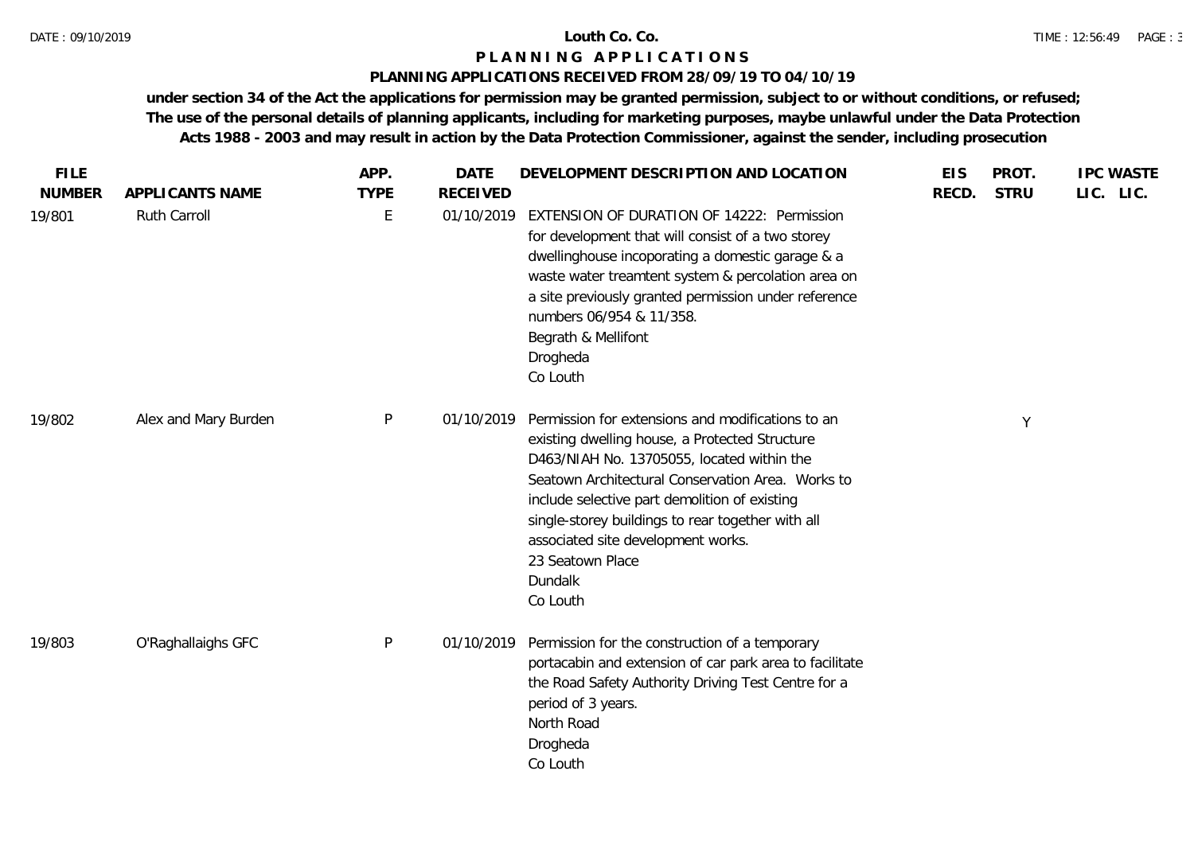# Louth Co. Co.

## P L A N N I N G  A P P L I C A T I O N S

### PLANNING APPLICATIONS RECEIVED FROM 28/09/19 TO 04/10/19

**under section 34 of the Act the applications for permission may be granted permission, subject to or without conditions, or refused; The use of the personal details of planning applicants, including for marketing purposes, maybe unlawful under the Data Protection Acts 1988 - 2003 and may result in action by the Data Protection Commissioner, against the sender, including prosecution**

| FILE NUMBER | APPLICANTS NAME | APP. TYPE | DATE RECEIVED | DEVELOPMENT DESCRIPTION AND LOCATION | EIS RECD. | PROT. STRU | IPC LIC. | WASTE LIC. |
|---|---|---|---|---|---|---|---|---|
| 19/801 | Ruth Carroll | E | 01/10/2019 | EXTENSION OF DURATION OF 14222: Permission for development that will consist of a two storey dwellinghouse incoporating a domestic garage & a waste water treamtent system & percolation area on a site previously granted permission under reference numbers 06/954 & 11/358. Begrath & Mellifont Drogheda Co Louth | | | | |
| 19/802 | Alex and Mary Burden | P | 01/10/2019 | Permission for extensions and modifications to an existing dwelling house, a Protected Structure D463/NIAH No. 13705055, located within the Seatown Architectural Conservation Area. Works to include selective part demolition of existing single-storey buildings to rear together with all associated site development works. 23 Seatown Place Dundalk Co Louth | | Y | | |
| 19/803 | O'Raghallaighs GFC | P | 01/10/2019 | Permission for the construction of a temporary portacabin and extension of car park area to facilitate the Road Safety Authority Driving Test Centre for a period of 3 years. North Road Drogheda Co Louth | | | | |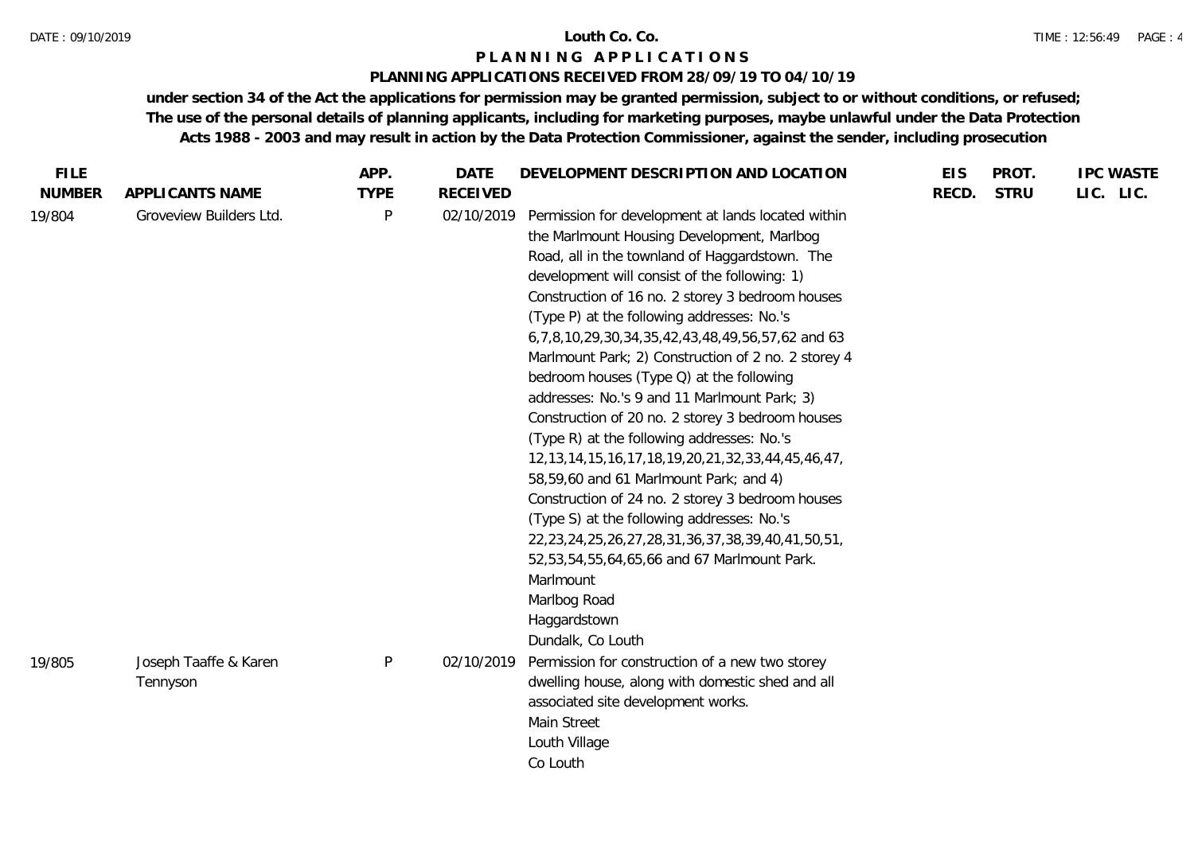# Louth Co. Co.

## P L A N N I N G   A P P L I C A T I O N S

### PLANNING APPLICATIONS RECEIVED FROM 28/09/19 TO 04/10/19

**under section 34 of the Act the applications for permission may be granted permission, subject to or without conditions, or refused; The use of the personal details of planning applicants, including for marketing purposes, maybe unlawful under the Data Protection Acts 1988 - 2003 and may result in action by the Data Protection Commissioner, against the sender, including prosecution**

| FILE NUMBER | APPLICANTS NAME | APP. TYPE | DATE RECEIVED | DEVELOPMENT DESCRIPTION AND LOCATION | EIS RECD. | PROT. STRU | IPC LIC. | WASTE LIC. |
|---|---|---|---|---|---|---|---|---|
| 19/804 | Groveview Builders Ltd. | P | 02/10/2019 | Permission for development at lands located within the Marlmount Housing Development, Marlbog Road, all in the townland of Haggardstown. The development will consist of the following: 1) Construction of 16 no. 2 storey 3 bedroom houses (Type P) at the following addresses: No.'s 6,7,8,10,29,30,34,35,42,43,48,49,56,57,62 and 63 Marlmount Park; 2) Construction of 2 no. 2 storey 4 bedroom houses (Type Q) at the following addresses: No.'s 9 and 11 Marlmount Park; 3) Construction of 20 no. 2 storey 3 bedroom houses (Type R) at the following addresses: No.'s 12,13,14,15,16,17,18,19,20,21,32,33,44,45,46,47, 58,59,60 and 61 Marlmount Park; and 4) Construction of 24 no. 2 storey 3 bedroom houses (Type S) at the following addresses: No.'s 22,23,24,25,26,27,28,31,36,37,38,39,40,41,50,51, 52,53,54,55,64,65,66 and 67 Marlmount Park. Marlmount Marlbog Road Haggardstown Dundalk, Co Louth | | | | |
| 19/805 | Joseph Taaffe & Karen Tennyson | P | 02/10/2019 | Permission for construction of a new two storey dwelling house, along with domestic shed and all associated site development works. Main Street Louth Village Co Louth | | | | |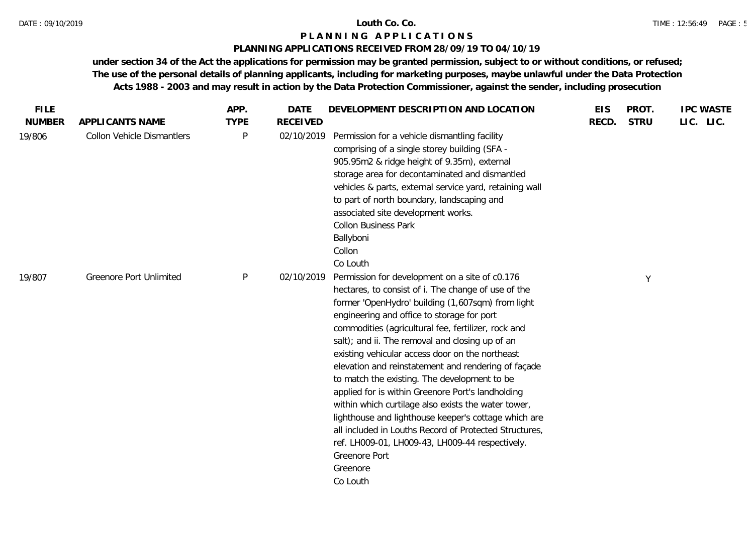**Louth Co. Co.**

**P L A N N I N G   A P P L I C A T I O N S**

**PLANNING APPLICATIONS RECEIVED FROM 28/09/19 TO 04/10/19**

**under section 34 of the Act the applications for permission may be granted permission, subject to or without conditions, or refused; The use of the personal details of planning applicants, including for marketing purposes, maybe unlawful under the Data Protection Acts 1988 - 2003 and may result in action by the Data Protection Commissioner, against the sender, including prosecution**

| FILE NUMBER | APPLICANTS NAME | APP. TYPE | DATE RECEIVED | DEVELOPMENT DESCRIPTION AND LOCATION | EIS RECD. | PROT. STRU | IPC LIC. | WASTE LIC. |
|---|---|---|---|---|---|---|---|---|
| 19/806 | Collon Vehicle Dismantlers | P | 02/10/2019 | Permission for a vehicle dismantling facility comprising of a single storey building (SFA - 905.95m2 & ridge height of 9.35m), external storage area for decontaminated and dismantled vehicles & parts, external service yard, retaining wall to part of north boundary, landscaping and associated site development works.<br>Collon Business Park<br>Ballyboni<br>Collon<br>Co Louth | | | | |
| 19/807 | Greenore Port Unlimited | P | 02/10/2019 | Permission for development on a site of c0.176 hectares, to consist of i. The change of use of the former 'OpenHydro' building (1,607sqm) from light engineering and office to storage for port commodities (agricultural fee, fertilizer, rock and salt); and ii. The removal and closing up of an existing vehicular access door on the northeast elevation and reinstatement and rendering of façade to match the existing. The development to be applied for is within Greenore Port's landholding within which curtilage also exists the water tower, lighthouse and lighthouse keeper's cottage which are all included in Louths Record of Protected Structures, ref. LH009-01, LH009-43, LH009-44 respectively.<br>Greenore Port<br>Greenore<br>Co Louth | | Y | | |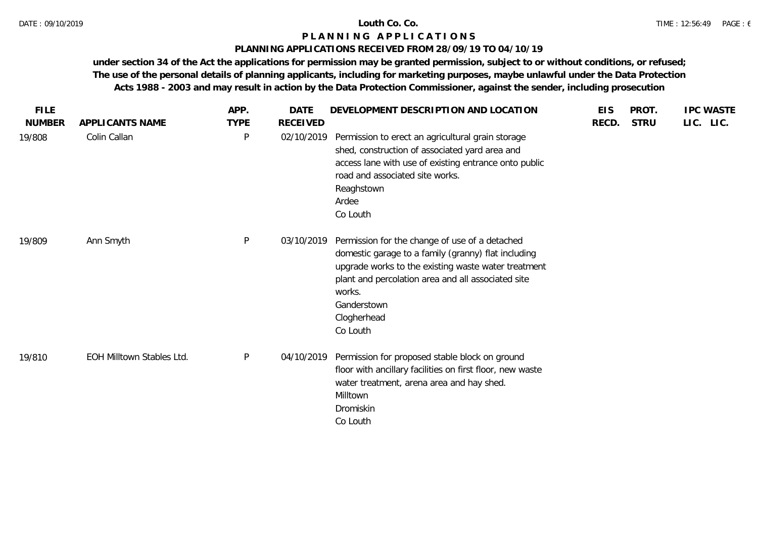**Louth Co. Co.**

**P L A N N I N G   A P P L I C A T I O N S**

**PLANNING APPLICATIONS RECEIVED FROM 28/09/19 TO 04/10/19**

**under section 34 of the Act the applications for permission may be granted permission, subject to or without conditions, or refused; The use of the personal details of planning applicants, including for marketing purposes, maybe unlawful under the Data Protection Acts 1988 - 2003 and may result in action by the Data Protection Commissioner, against the sender, including prosecution**

| FILE NUMBER | APPLICANTS NAME | APP. TYPE | DATE RECEIVED | DEVELOPMENT DESCRIPTION AND LOCATION | EIS RECD. | PROT. STRU | IPC LIC. | WASTE LIC. |
|---|---|---|---|---|---|---|---|---|
| 19/808 | Colin Callan | P | 02/10/2019 | Permission to erect an agricultural grain storage shed, construction of associated yard area and access lane with use of existing entrance onto public road and associated site works.<br>Reaghstown<br>Ardee<br>Co Louth | | | | |
| 19/809 | Ann Smyth | P | 03/10/2019 | Permission for the change of use of a detached domestic garage to a family (granny) flat including upgrade works to the existing waste water treatment plant and percolation area and all associated site works.<br>Ganderstown<br>Clogherhead<br>Co Louth | | | | |
| 19/810 | EOH Milltown Stables Ltd. | P | 04/10/2019 | Permission for proposed stable block on ground floor with ancillary facilities on first floor, new waste water treatment, arena area and hay shed.<br>Milltown<br>Dromiskin<br>Co Louth | | | | |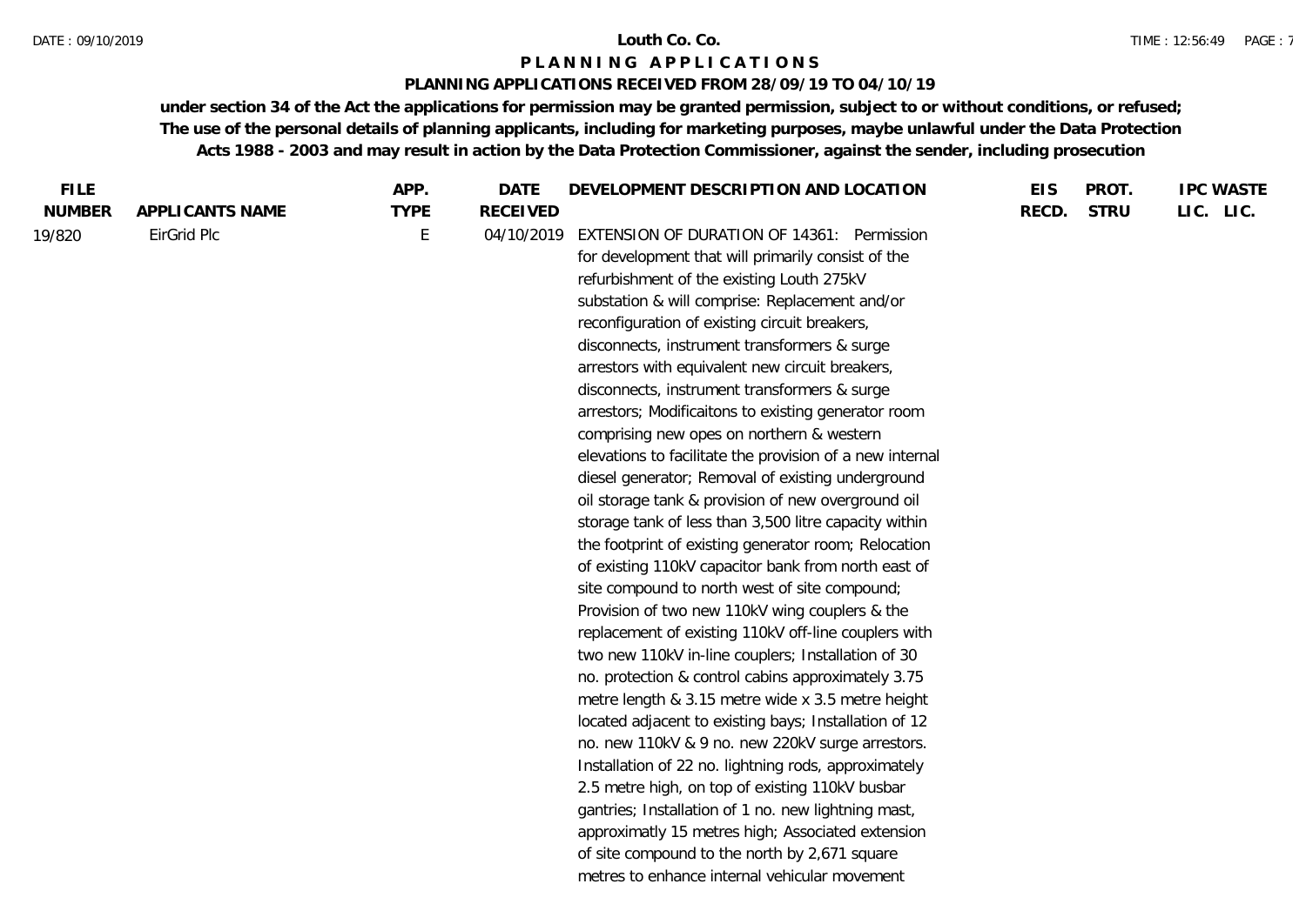**Louth Co. Co.**

**P L A N N I N G   A P P L I C A T I O N S**

**PLANNING APPLICATIONS RECEIVED FROM 28/09/19 TO 04/10/19**

**under section 34 of the Act the applications for permission may be granted permission, subject to or without conditions, or refused; The use of the personal details of planning applicants, including for marketing purposes, maybe unlawful under the Data Protection Acts 1988 - 2003 and may result in action by the Data Protection Commissioner, against the sender, including prosecution**

| FILE NUMBER | APPLICANTS NAME | APP. TYPE | DATE RECEIVED | DEVELOPMENT DESCRIPTION AND LOCATION | EIS RECD. | PROT. STRU | IPC LIC. | WASTE LIC. |
|---|---|---|---|---|---|---|---|---|
| 19/820 | EirGrid Plc | E | 04/10/2019 | EXTENSION OF DURATION OF 14361: Permission for development that will primarily consist of the refurbishment of the existing Louth 275kV substation & will comprise: Replacement and/or reconfiguration of existing circuit breakers, disconnects, instrument transformers & surge arrestors with equivalent new circuit breakers, disconnects, instrument transformers & surge arrestors; Modificaitons to existing generator room comprising new opes on northern & western elevations to facilitate the provision of a new internal diesel generator; Removal of existing underground oil storage tank & provision of new overground oil storage tank of less than 3,500 litre capacity within the footprint of existing generator room; Relocation of existing 110kV capacitor bank from north east of site compound to north west of site compound; Provision of two new 110kV wing couplers & the replacement of existing 110kV off-line couplers with two new 110kV in-line couplers; Installation of 30 no. protection & control cabins approximately 3.75 metre length & 3.15 metre wide x 3.5 metre height located adjacent to existing bays; Installation of 12 no. new 110kV & 9 no. new 220kV surge arrestors. Installation of 22 no. lightning rods, approximately 2.5 metre high, on top of existing 110kV busbar gantries; Installation of 1 no. new lightning mast, approximatly 15 metres high; Associated extension of site compound to the north by 2,671 square metres to enhance internal vehicular movement | | | | |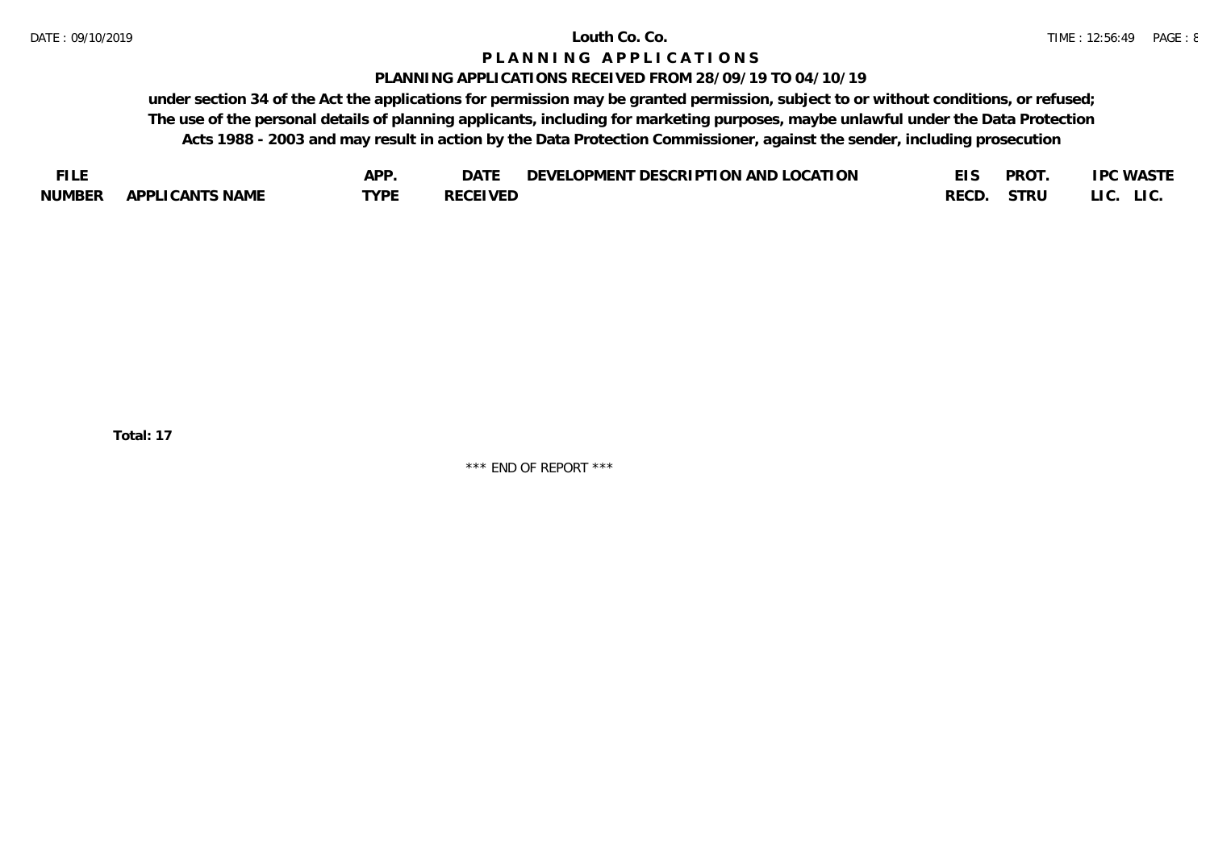# Louth Co. Co.

## P L A N N I N G   A P P L I C A T I O N S

### PLANNING APPLICATIONS RECEIVED FROM 28/09/19 TO 04/10/19

**under section 34 of the Act the applications for permission may be granted permission, subject to or without conditions, or refused; The use of the personal details of planning applicants, including for marketing purposes, maybe unlawful under the Data Protection Acts 1988 - 2003 and may result in action by the Data Protection Commissioner, against the sender, including prosecution**

| FILE NUMBER | APPLICANTS NAME | APP. TYPE | DATE RECEIVED | DEVELOPMENT DESCRIPTION AND LOCATION | EIS RECD. | PROT. STRU | IPC LIC. | WASTE LIC. |
|---|---|---|---|---|---|---|---|---|

**Total: 17**

\*\*\* END OF REPORT \*\*\*